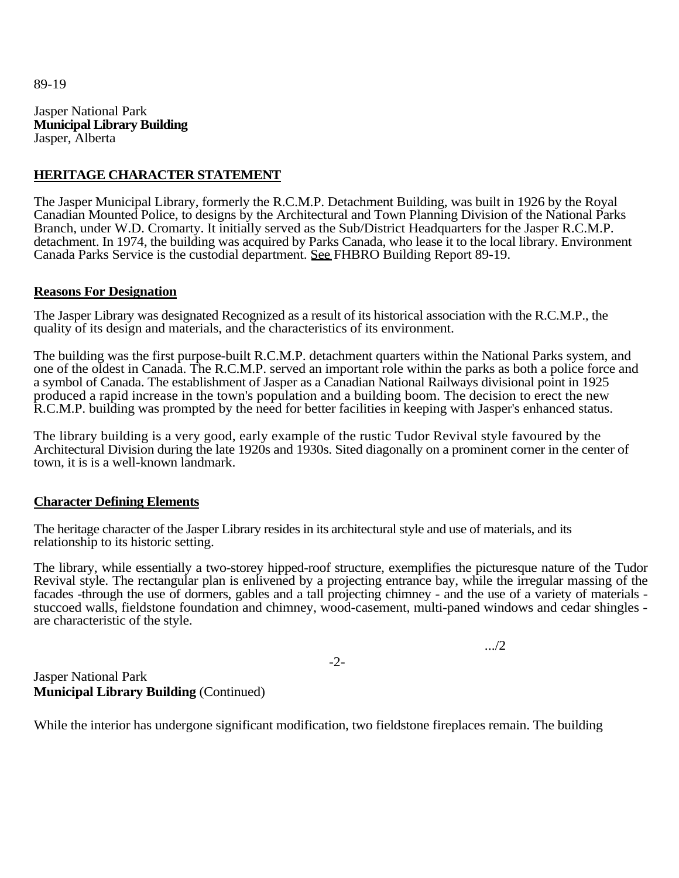89-19

Jasper National Park
**Municipal Library Building**
Jasper, Alberta

## HERITAGE CHARACTER STATEMENT

The Jasper Municipal Library, formerly the R.C.M.P. Detachment Building, was built in 1926 by the Royal Canadian Mounted Police, to designs by the Architectural and Town Planning Division of the National Parks Branch, under W.D. Cromarty. It initially served as the Sub/District Headquarters for the Jasper R.C.M.P. detachment. In 1974, the building was acquired by Parks Canada, who lease it to the local library. Environment Canada Parks Service is the custodial department. See FHBRO Building Report 89-19.

### Reasons For Designation

The Jasper Library was designated Recognized as a result of its historical association with the R.C.M.P., the quality of its design and materials, and the characteristics of its environment.

The building was the first purpose-built R.C.M.P. detachment quarters within the National Parks system, and one of the oldest in Canada. The R.C.M.P. served an important role within the parks as both a police force and a symbol of Canada. The establishment of Jasper as a Canadian National Railways divisional point in 1925 produced a rapid increase in the town's population and a building boom. The decision to erect the new R.C.M.P. building was prompted by the need for better facilities in keeping with Jasper's enhanced status.

The library building is a very good, early example of the rustic Tudor Revival style favoured by the Architectural Division during the late 1920s and 1930s. Sited diagonally on a prominent corner in the center of town, it is is a well-known landmark.

### Character Defining Elements

The heritage character of the Jasper Library resides in its architectural style and use of materials, and its relationship to its historic setting.

The library, while essentially a two-storey hipped-roof structure, exemplifies the picturesque nature of the Tudor Revival style. The rectangular plan is enlivened by a projecting entrance bay, while the irregular massing of the facades -through the use of dormers, gables and a tall projecting chimney - and the use of a variety of materials - stuccoed walls, fieldstone foundation and chimney, wood-casement, multi-paned windows and cedar shingles - are characteristic of the style.

.../2

Jasper National Park
**Municipal Library Building** (Continued)

While the interior has undergone significant modification, two fieldstone fireplaces remain. The building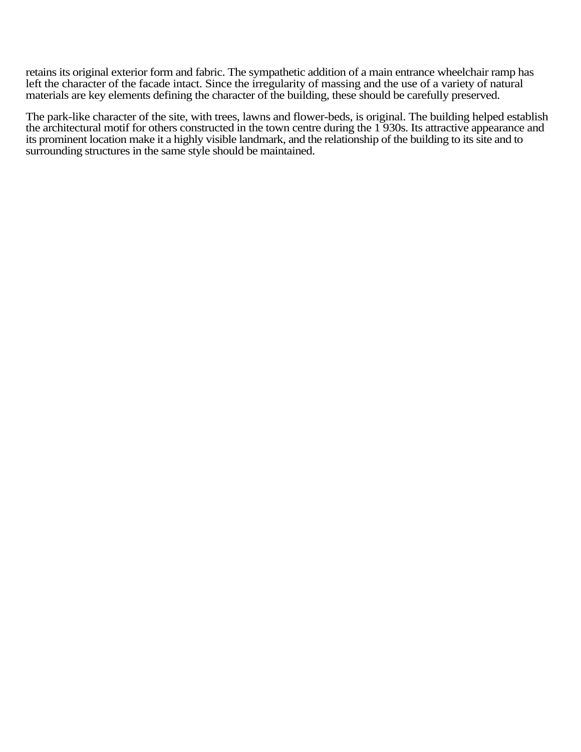retains its original exterior form and fabric. The sympathetic addition of a main entrance wheelchair ramp has left the character of the facade intact. Since the irregularity of massing and the use of a variety of natural materials are key elements defining the character of the building, these should be carefully preserved.

The park-like character of the site, with trees, lawns and flower-beds, is original. The building helped establish the architectural motif for others constructed in the town centre during the 1 930s. Its attractive appearance and its prominent location make it a highly visible landmark, and the relationship of the building to its site and to surrounding structures in the same style should be maintained.